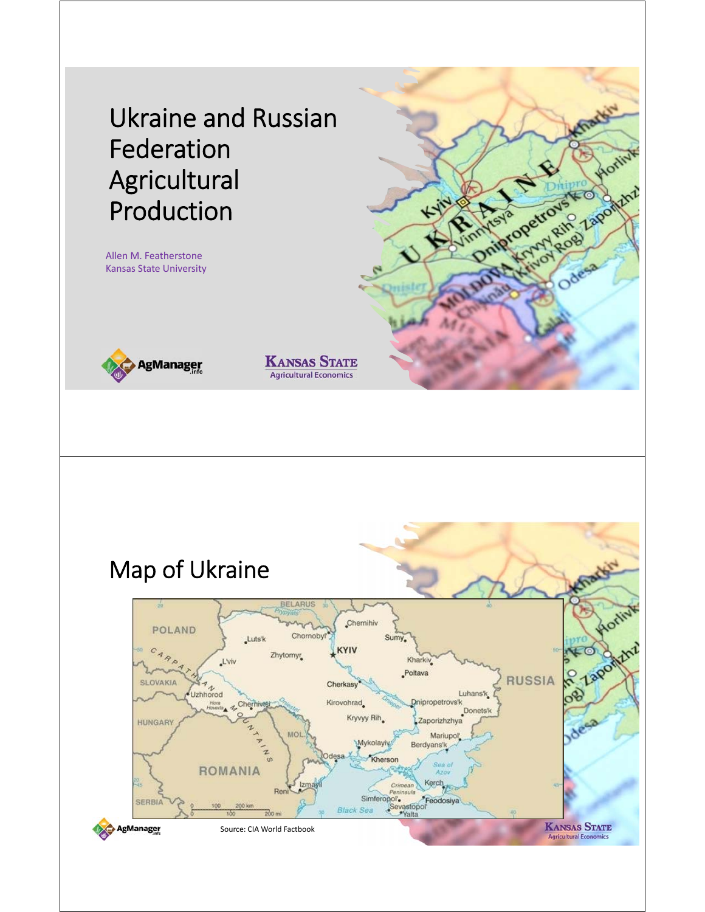# Ukraine and Russian Federation Agricultural Production

Allen M. Featherstone
Kansas State University

AgManager.info

Kansas State
Agricultural Economics

## Map of Ukraine

Source: CIA World Factbook

AgManager.info

Kansas State
Agricultural Economics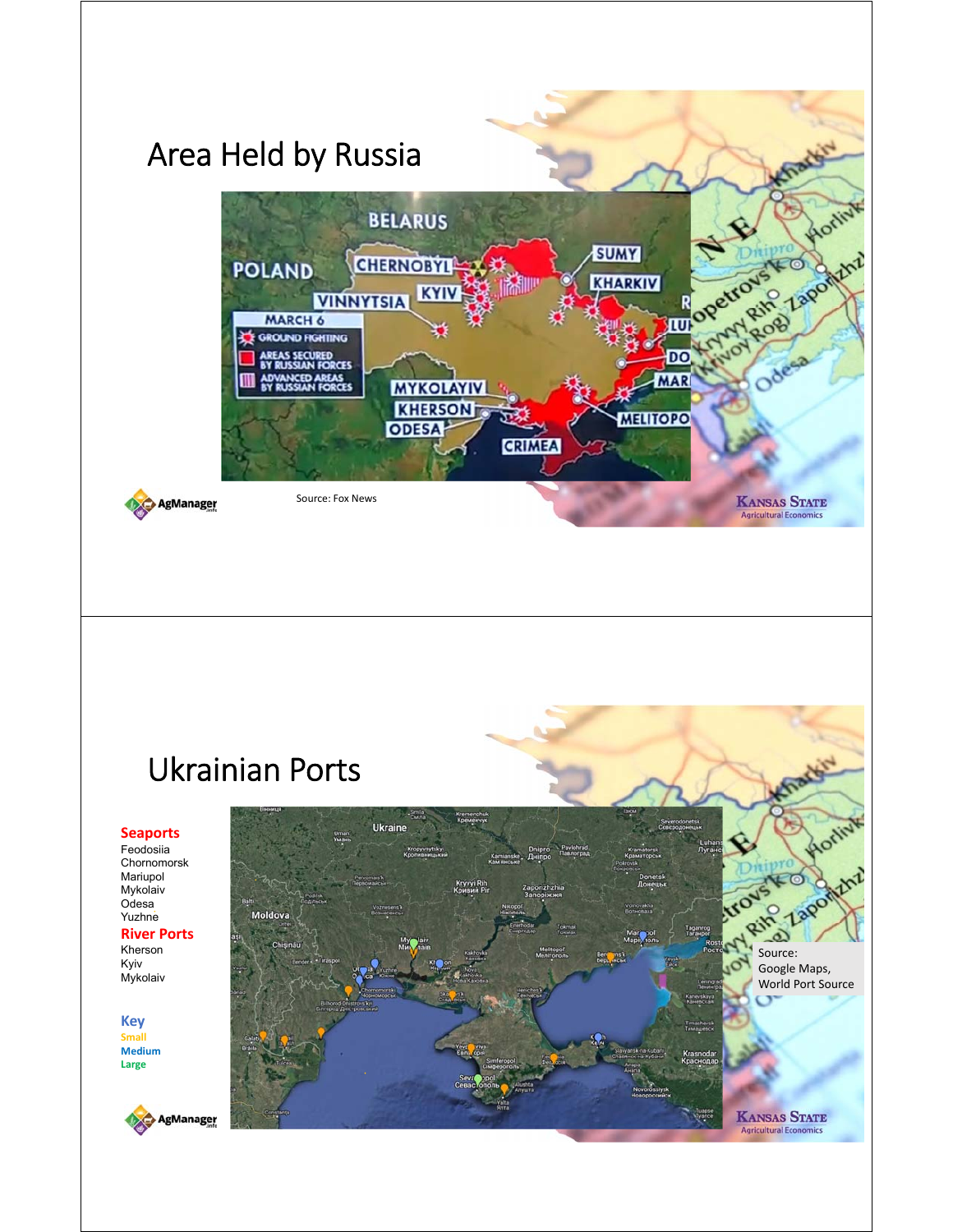# Area Held by Russia

Source: Fox News

# Ukrainian Ports

**Seaports**
Feodosiia
Chornomorsk
Mariupol
Mykolaiv
Odesa
Yuzhne

**River Ports**
Kherson
Kyiv
Mykolaiv

**Key**
Small
Medium
Large

Source: Google Maps, World Port Source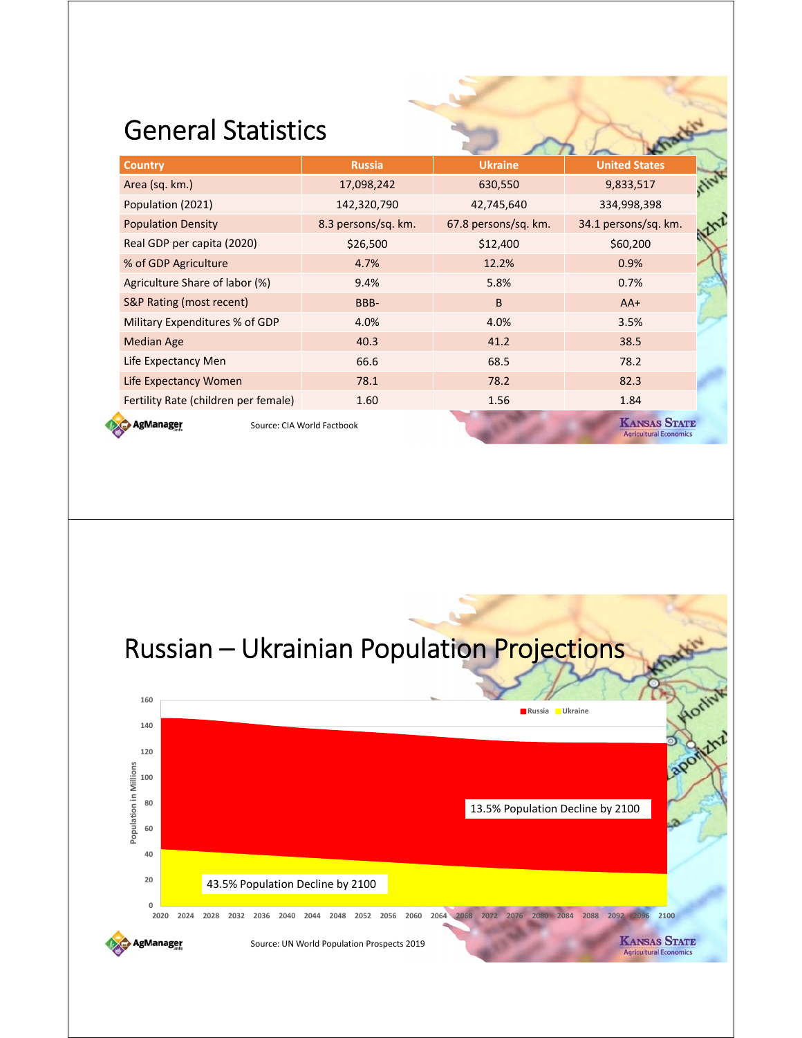# General Statistics

| Country | Russia | Ukraine | United States |
|---|---|---|---|
| Area (sq. km.) | 17,098,242 | 630,550 | 9,833,517 |
| Population (2021) | 142,320,790 | 42,745,640 | 334,998,398 |
| Population Density | 8.3 persons/sq. km. | 67.8 persons/sq. km. | 34.1 persons/sq. km. |
| Real GDP per capita (2020) | $26,500 | $12,400 | $60,200 |
| % of GDP Agriculture | 4.7% | 12.2% | 0.9% |
| Agriculture Share of labor (%) | 9.4% | 5.8% | 0.7% |
| S&P Rating (most recent) | BBB- | B | AA+ |
| Military Expenditures % of GDP | 4.0% | 4.0% | 3.5% |
| Median Age | 40.3 | 41.2 | 38.5 |
| Life Expectancy Men | 66.6 | 68.5 | 78.2 |
| Life Expectancy Women | 78.1 | 78.2 | 82.3 |
| Fertility Rate (children per female) | 1.60 | 1.56 | 1.84 |

Source: CIA World Factbook

# Russian – Ukrainian Population Projections

Population in Millions (Russia, Ukraine), 2020–2100

13.5% Population Decline by 2100

43.5% Population Decline by 2100

Source: UN World Population Prospects 2019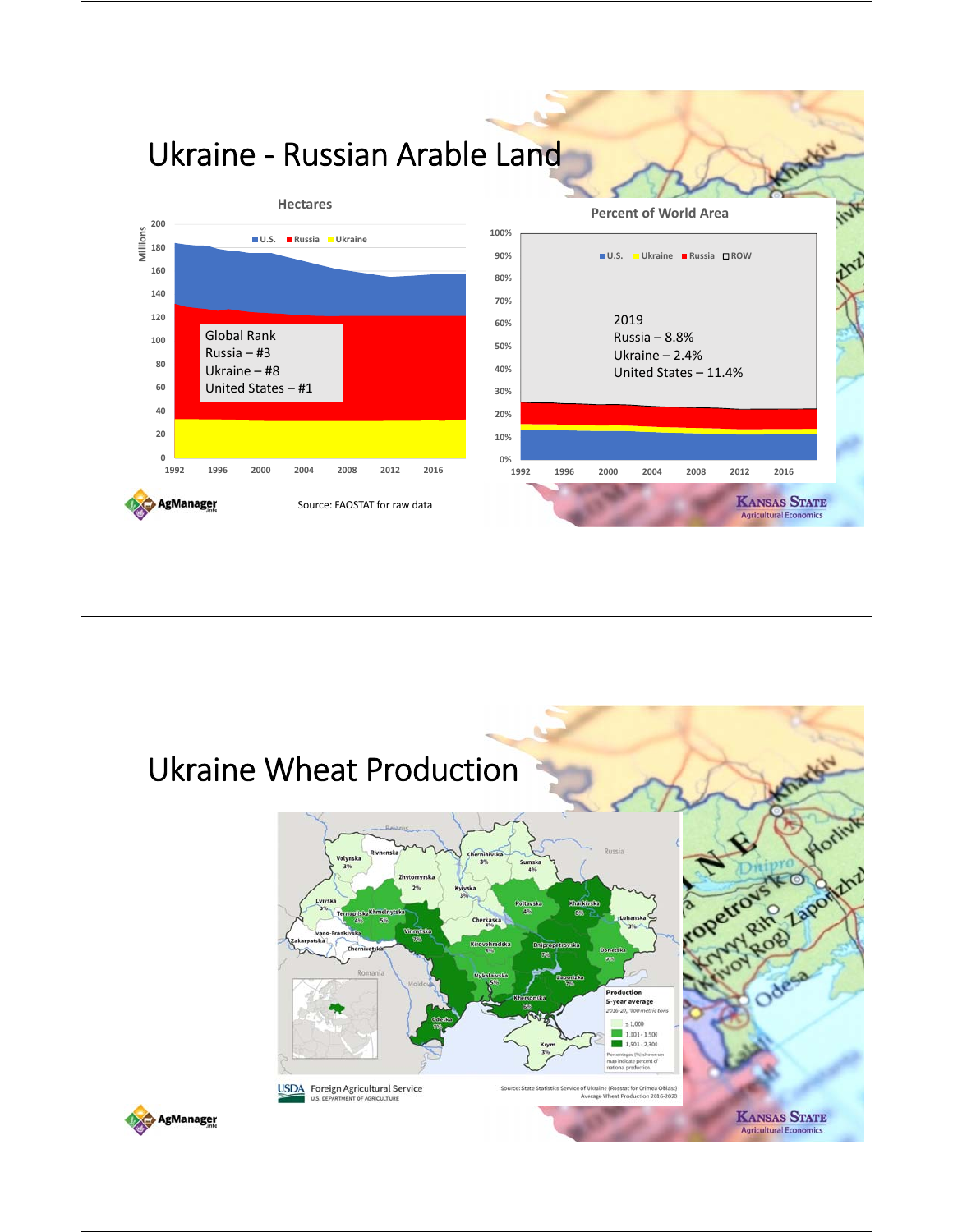# Ukraine - Russian Arable Land

**Hectares**

Millions

U.S. | Russia | Ukraine

Global Rank
Russia – #3
Ukraine – #8
United States – #1

**Percent of World Area**

U.S. | Ukraine | Russia | ROW

2019
Russia – 8.8%
Ukraine – 2.4%
United States – 11.4%

Source: FAOSTAT for raw data

# Ukraine Wheat Production

Source: State Statistics Service of Ukraine (Rosstat for Crimea Oblast) Average Wheat Production 2016-2020

USDA Foreign Agricultural Service, U.S. DEPARTMENT OF AGRICULTURE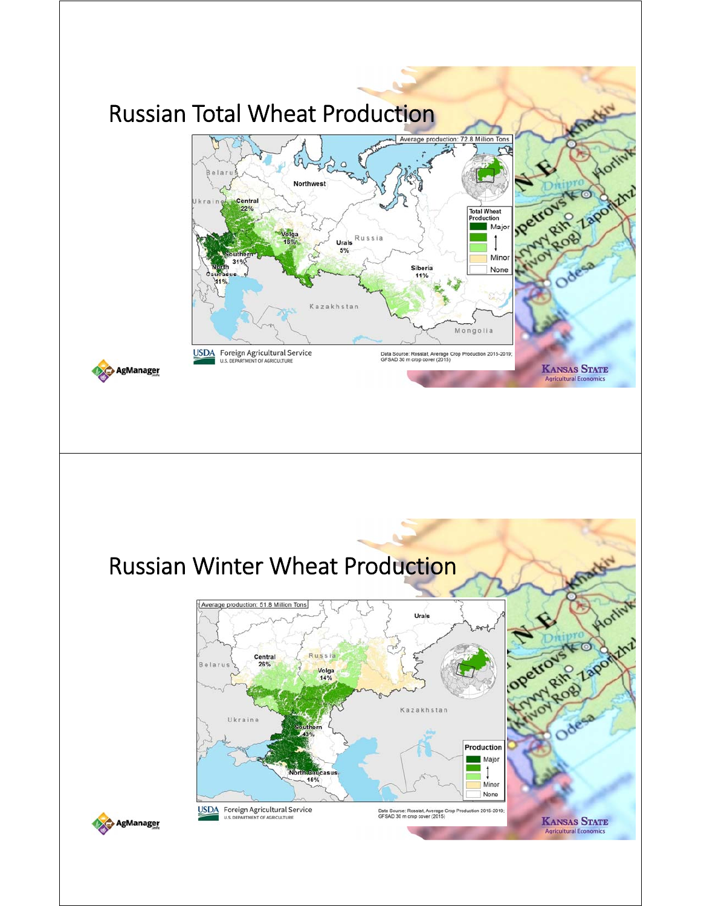# Russian Total Wheat Production

Average production: 72.8 Million Tons

Northwest

Central 22%

Volga 18%

Urals 5%

Southern 31%

North Caucasus 11%

Siberia 11%

Total Wheat Production: Major — Minor — None

USDA Foreign Agricultural Service, U.S. DEPARTMENT OF AGRICULTURE

Data Source: Rosstat, Average Crop Production 2015-2019; GFSAD 30 m crop cover (2015)

# Russian Winter Wheat Production

Average production: 51.8 Million Tons

Urals

Central 26%

Volga 14%

Southern 43%

North Caucasus 15%

Production: Major — Minor — None

USDA Foreign Agricultural Service, U.S. DEPARTMENT OF AGRICULTURE

Data Source: Rosstat, Average Crop Production 2015-2019; GFSAD 30 m crop cover (2015)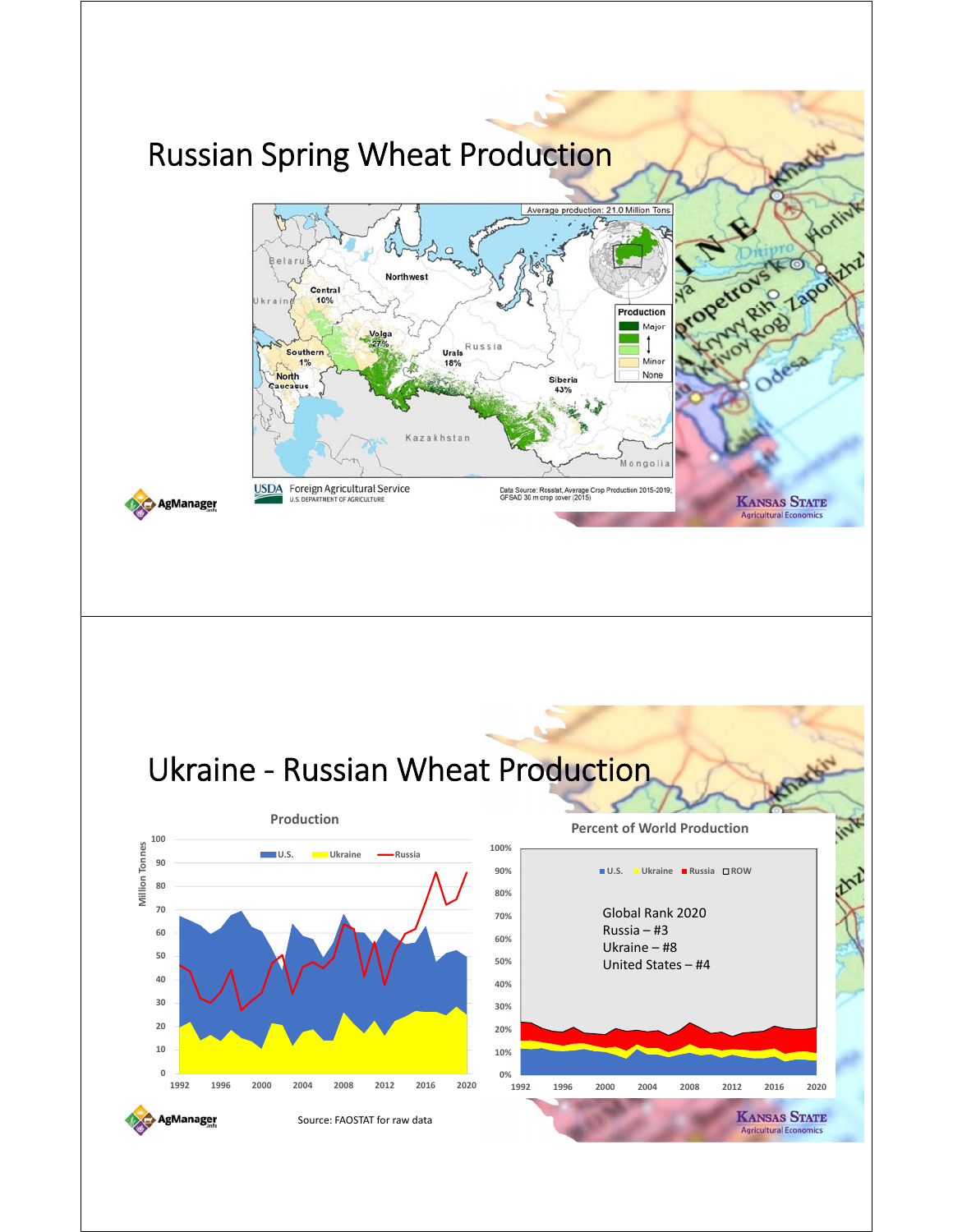# Russian Spring Wheat Production

Average production: 21.0 Million Tons

Central 10%
Volga 27%
Southern 1%
North Caucasus
Urals 18%
Siberia 43%
Northwest

Production: Major / Minor / None

USDA Foreign Agricultural Service, U.S. DEPARTMENT OF AGRICULTURE

Data Source: Rosstat, Average Crop Production 2015-2019; GFSAD 30 m crop cover (2015)

# Ukraine - Russian Wheat Production

**Production** (Million Tonnes; U.S., Ukraine, Russia; 1992–2020)

**Percent of World Production** (U.S., Ukraine, Russia, ROW; 1992–2020)

Global Rank 2020
Russia – #3
Ukraine – #8
United States – #4

Source: FAOSTAT for raw data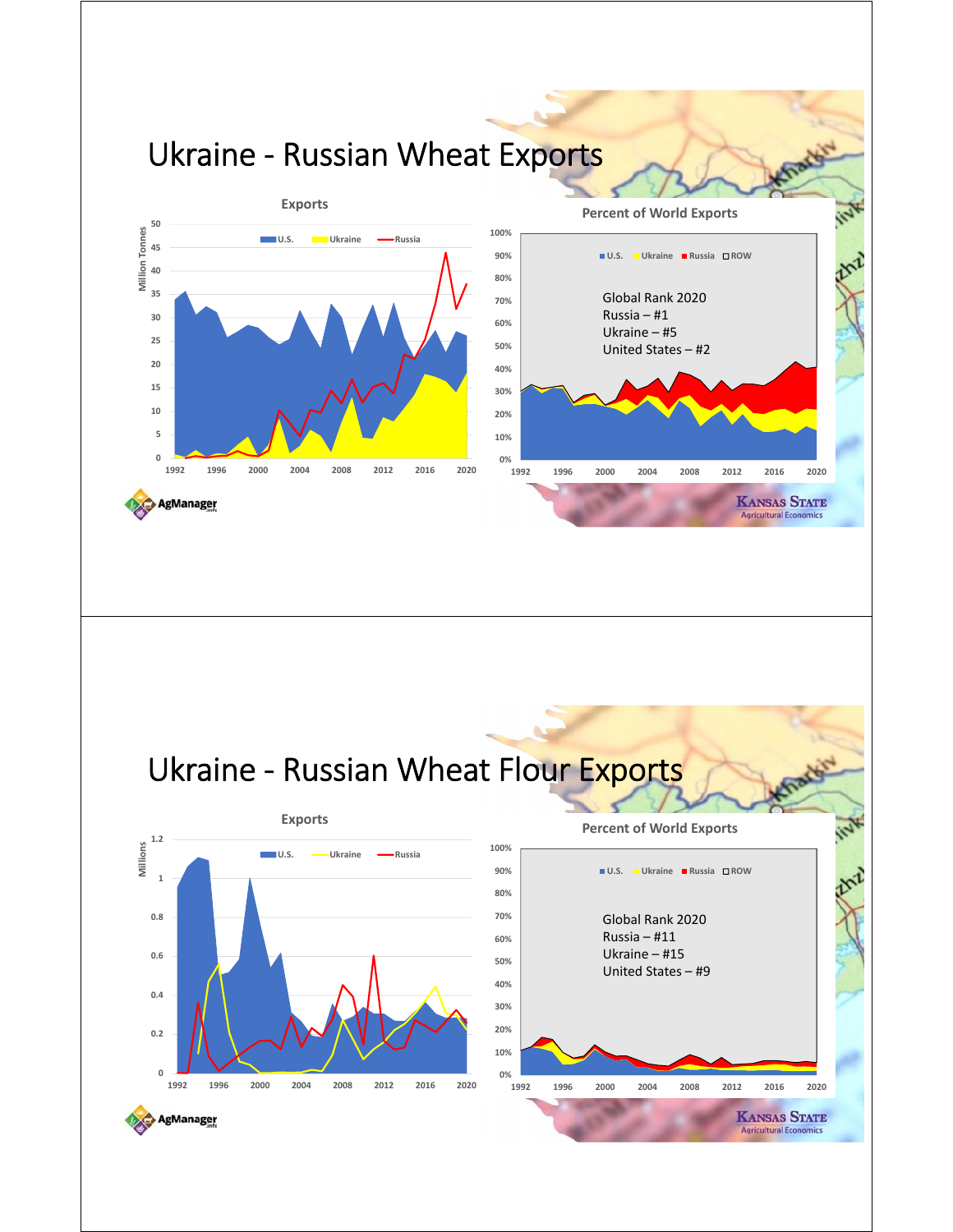# Ukraine - Russian Wheat Exports

**Exports**

Million Tonnes

U.S. | Ukraine | Russia

**Percent of World Exports**

U.S. | Ukraine | Russia | ROW

Global Rank 2020
Russia – #1
Ukraine – #5
United States – #2

# Ukraine - Russian Wheat Flour Exports

**Exports**

Millions

U.S. | Ukraine | Russia

**Percent of World Exports**

U.S. | Ukraine | Russia | ROW

Global Rank 2020
Russia – #11
Ukraine – #15
United States – #9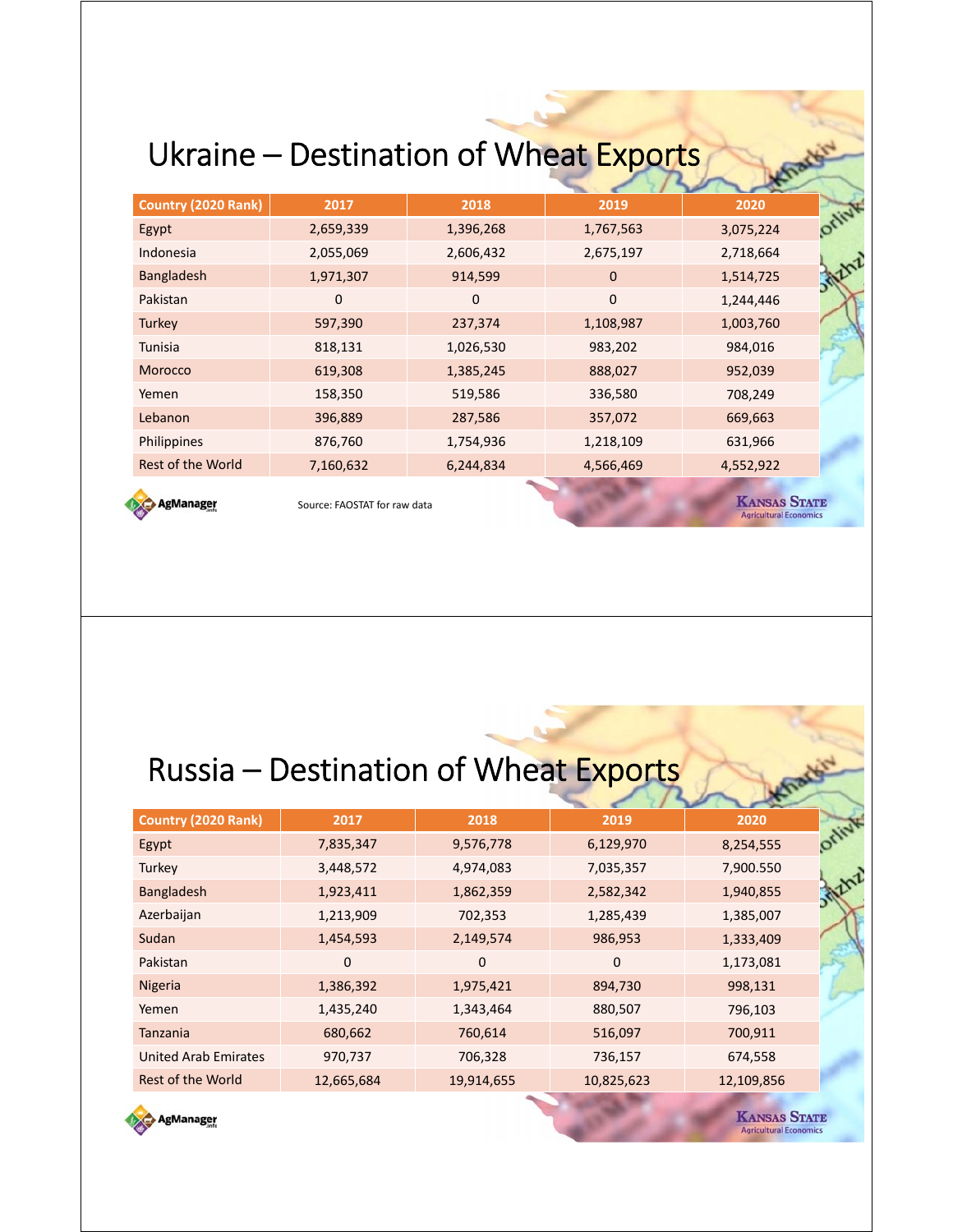# Ukraine – Destination of Wheat Exports

| Country (2020 Rank) | 2017 | 2018 | 2019 | 2020 |
|---|---|---|---|---|
| Egypt | 2,659,339 | 1,396,268 | 1,767,563 | 3,075,224 |
| Indonesia | 2,055,069 | 2,606,432 | 2,675,197 | 2,718,664 |
| Bangladesh | 1,971,307 | 914,599 | 0 | 1,514,725 |
| Pakistan | 0 | 0 | 0 | 1,244,446 |
| Turkey | 597,390 | 237,374 | 1,108,987 | 1,003,760 |
| Tunisia | 818,131 | 1,026,530 | 983,202 | 984,016 |
| Morocco | 619,308 | 1,385,245 | 888,027 | 952,039 |
| Yemen | 158,350 | 519,586 | 336,580 | 708,249 |
| Lebanon | 396,889 | 287,586 | 357,072 | 669,663 |
| Philippines | 876,760 | 1,754,936 | 1,218,109 | 631,966 |
| Rest of the World | 7,160,632 | 6,244,834 | 4,566,469 | 4,552,922 |

Source: FAOSTAT for raw data

# Russia – Destination of Wheat Exports

| Country (2020 Rank) | 2017 | 2018 | 2019 | 2020 |
|---|---|---|---|---|
| Egypt | 7,835,347 | 9,576,778 | 6,129,970 | 8,254,555 |
| Turkey | 3,448,572 | 4,974,083 | 7,035,357 | 7,900.550 |
| Bangladesh | 1,923,411 | 1,862,359 | 2,582,342 | 1,940,855 |
| Azerbaijan | 1,213,909 | 702,353 | 1,285,439 | 1,385,007 |
| Sudan | 1,454,593 | 2,149,574 | 986,953 | 1,333,409 |
| Pakistan | 0 | 0 | 0 | 1,173,081 |
| Nigeria | 1,386,392 | 1,975,421 | 894,730 | 998,131 |
| Yemen | 1,435,240 | 1,343,464 | 880,507 | 796,103 |
| Tanzania | 680,662 | 760,614 | 516,097 | 700,911 |
| United Arab Emirates | 970,737 | 706,328 | 736,157 | 674,558 |
| Rest of the World | 12,665,684 | 19,914,655 | 10,825,623 | 12,109,856 |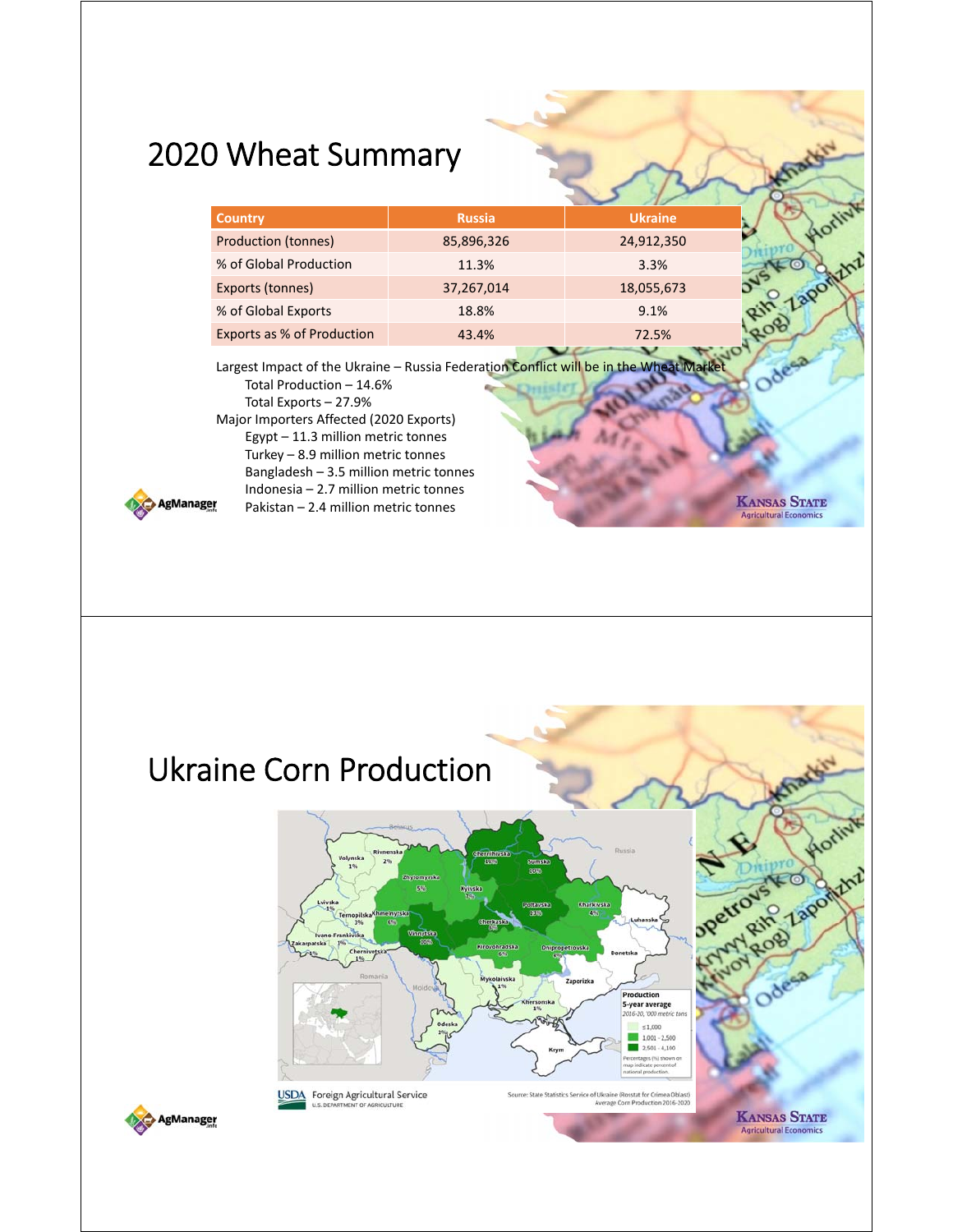# 2020 Wheat Summary

| Country | Russia | Ukraine |
|---|---|---|
| Production (tonnes) | 85,896,326 | 24,912,350 |
| % of Global Production | 11.3% | 3.3% |
| Exports (tonnes) | 37,267,014 | 18,055,673 |
| % of Global Exports | 18.8% | 9.1% |
| Exports as % of Production | 43.4% | 72.5% |

Largest Impact of the Ukraine – Russia Federation Conflict will be in the Wheat Market

- Total Production – 14.6%
- Total Exports – 27.9%

Major Importers Affected (2020 Exports)

- Egypt – 11.3 million metric tonnes
- Turkey – 8.9 million metric tonnes
- Bangladesh – 3.5 million metric tonnes
- Indonesia – 2.7 million metric tonnes
- Pakistan – 2.4 million metric tonnes

# Ukraine Corn Production

Source: State Statistics Service of Ukraine (Rosstat for Crimea Oblast) Average Corn Production 2016-2020

USDA Foreign Agricultural Service, U.S. Department of Agriculture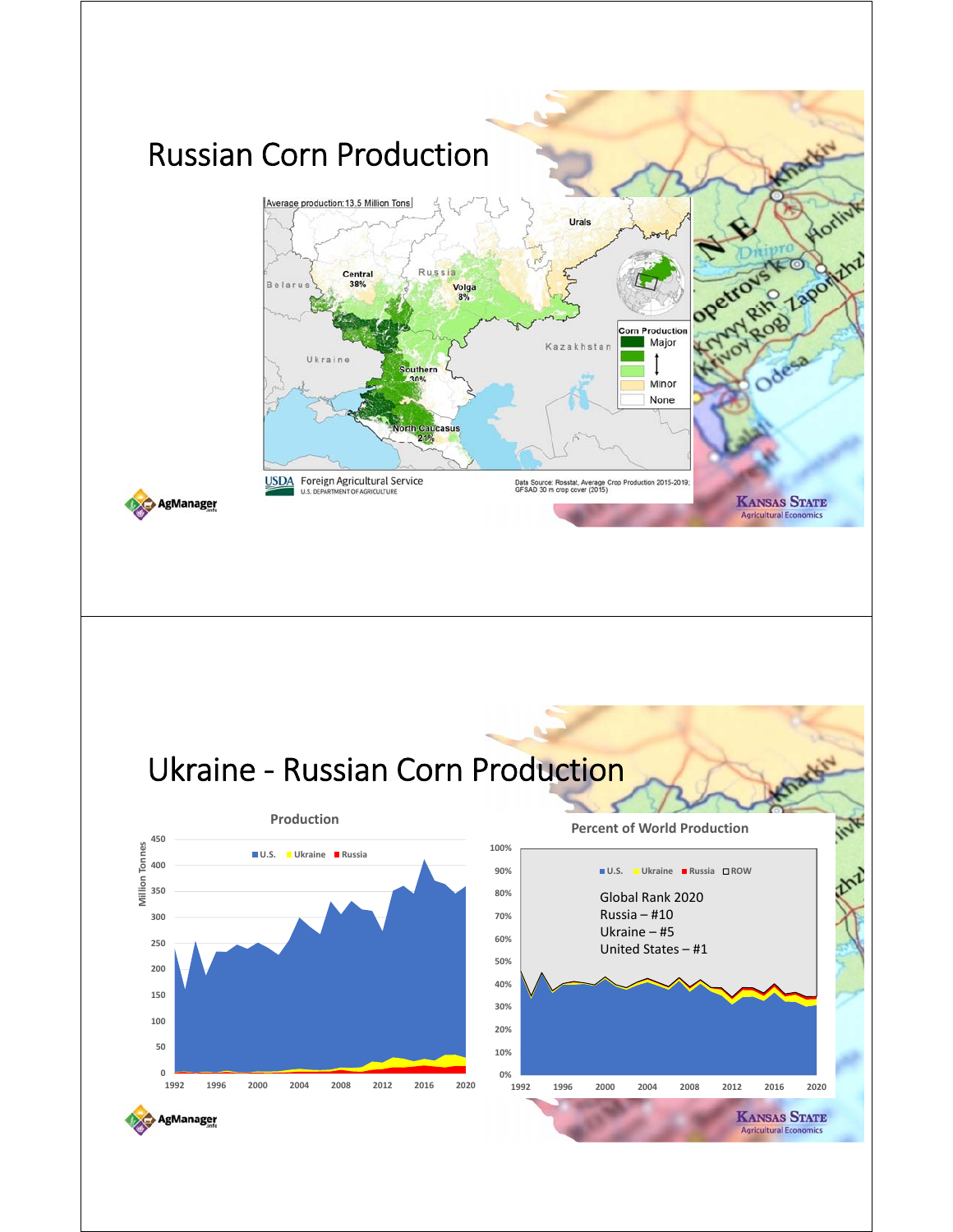# Russian Corn Production

Average production: 13.5 Million Tons

Central 38%

Volga 8%

Southern 30%

North Caucasus 21%

Urals

Russia

Belarus

Ukraine

Kazakhstan

Corn Production: Major, Minor, None

USDA Foreign Agricultural Service, U.S. DEPARTMENT OF AGRICULTURE

Data Source: Rosstat, Average Crop Production 2015-2019; GFSAD 30 m crop cover (2015)

# Ukraine - Russian Corn Production

**Production**

Million Tonnes

U.S. | Ukraine | Russia

**Percent of World Production**

U.S. | Ukraine | Russia | ROW

Global Rank 2020

Russia – #10

Ukraine – #5

United States – #1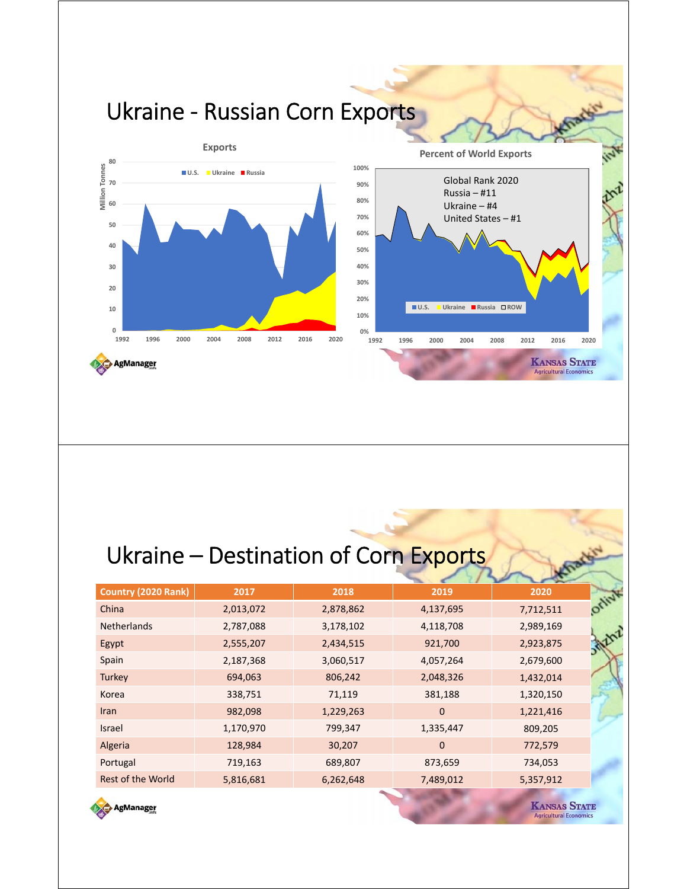# Ukraine - Russian Corn Exports

**Exports**

**Percent of World Exports**

Global Rank 2020
Russia – #11
Ukraine – #4
United States – #1

# Ukraine – Destination of Corn Exports

| Country (2020 Rank) | 2017 | 2018 | 2019 | 2020 |
|---|---|---|---|---|
| China | 2,013,072 | 2,878,862 | 4,137,695 | 7,712,511 |
| Netherlands | 2,787,088 | 3,178,102 | 4,118,708 | 2,989,169 |
| Egypt | 2,555,207 | 2,434,515 | 921,700 | 2,923,875 |
| Spain | 2,187,368 | 3,060,517 | 4,057,264 | 2,679,600 |
| Turkey | 694,063 | 806,242 | 2,048,326 | 1,432,014 |
| Korea | 338,751 | 71,119 | 381,188 | 1,320,150 |
| Iran | 982,098 | 1,229,263 | 0 | 1,221,416 |
| Israel | 1,170,970 | 799,347 | 1,335,447 | 809,205 |
| Algeria | 128,984 | 30,207 | 0 | 772,579 |
| Portugal | 719,163 | 689,807 | 873,659 | 734,053 |
| Rest of the World | 5,816,681 | 6,262,648 | 7,489,012 | 5,357,912 |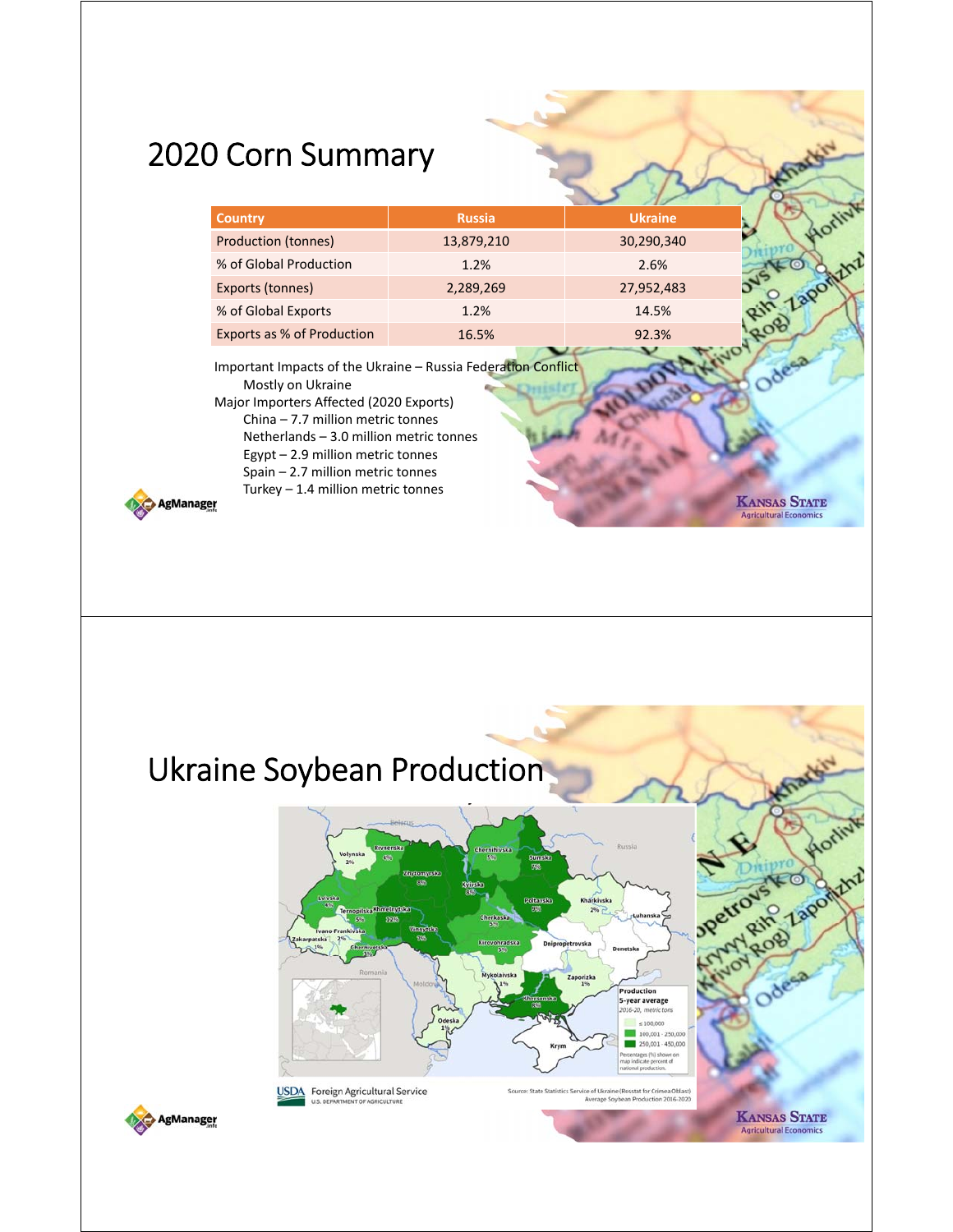# 2020 Corn Summary

| Country | Russia | Ukraine |
|---|---|---|
| Production (tonnes) | 13,879,210 | 30,290,340 |
| % of Global Production | 1.2% | 2.6% |
| Exports (tonnes) | 2,289,269 | 27,952,483 |
| % of Global Exports | 1.2% | 14.5% |
| Exports as % of Production | 16.5% | 92.3% |

Important Impacts of the Ukraine – Russia Federation Conflict
- Mostly on Ukraine

Major Importers Affected (2020 Exports)
- China – 7.7 million metric tonnes
- Netherlands – 3.0 million metric tonnes
- Egypt – 2.9 million metric tonnes
- Spain – 2.7 million metric tonnes
- Turkey – 1.4 million metric tonnes

# Ukraine Soybean Production

Source: State Statistics Service of Ukraine (Rosstat for Crimea Oblast) Average Soybean Production 2016-2020

USDA Foreign Agricultural Service, U.S. Department of Agriculture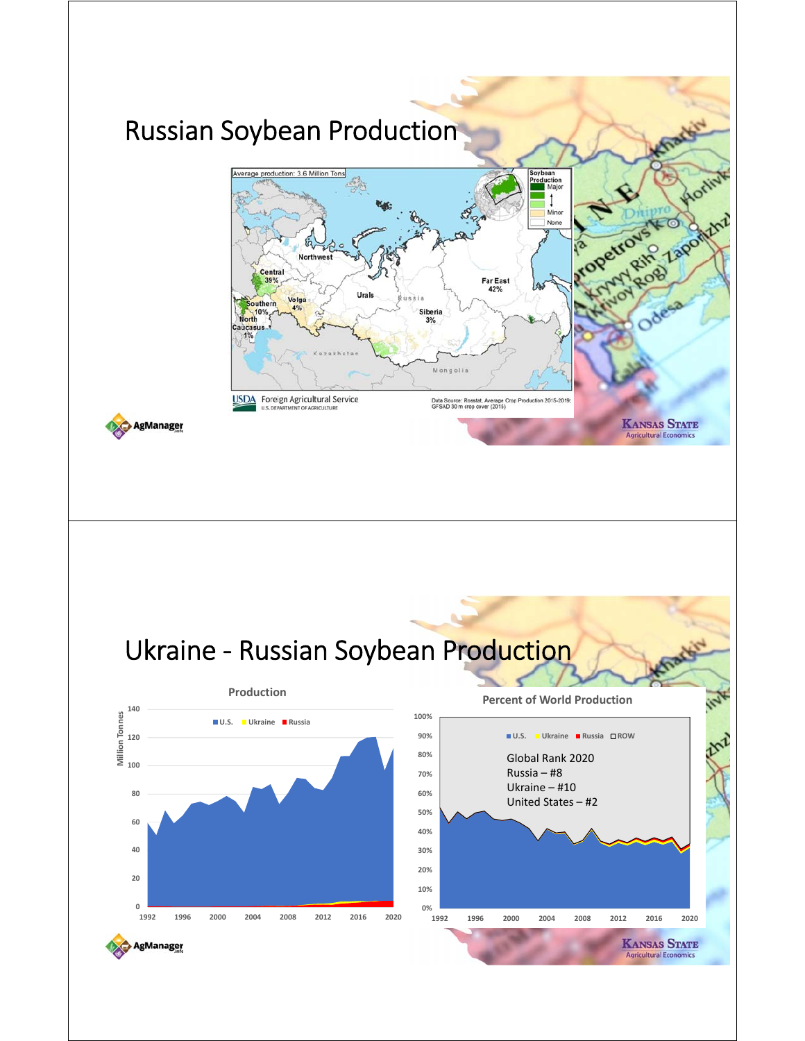# Russian Soybean Production

Average production: 3.6 Million Tons

Soybean Production: Major — Minor — None

Northwest

Central 39%

Southern 10%

North Caucasus 1%

Volga 4%

Urals

Siberia 3%

Far East 42%

Kazakhstan

Mongolia

USDA Foreign Agricultural Service, U.S. DEPARTMENT OF AGRICULTURE

Data Source: Rosstat, Average Crop Production 2015-2019; GFSAD 30 m crop cover (2015)

# Ukraine - Russian Soybean Production

**Production**

Million Tonnes (U.S., Ukraine, Russia), 1992–2020

**Percent of World Production**

U.S., Ukraine, Russia, ROW, 1992–2020

Global Rank 2020
Russia – #8
Ukraine – #10
United States – #2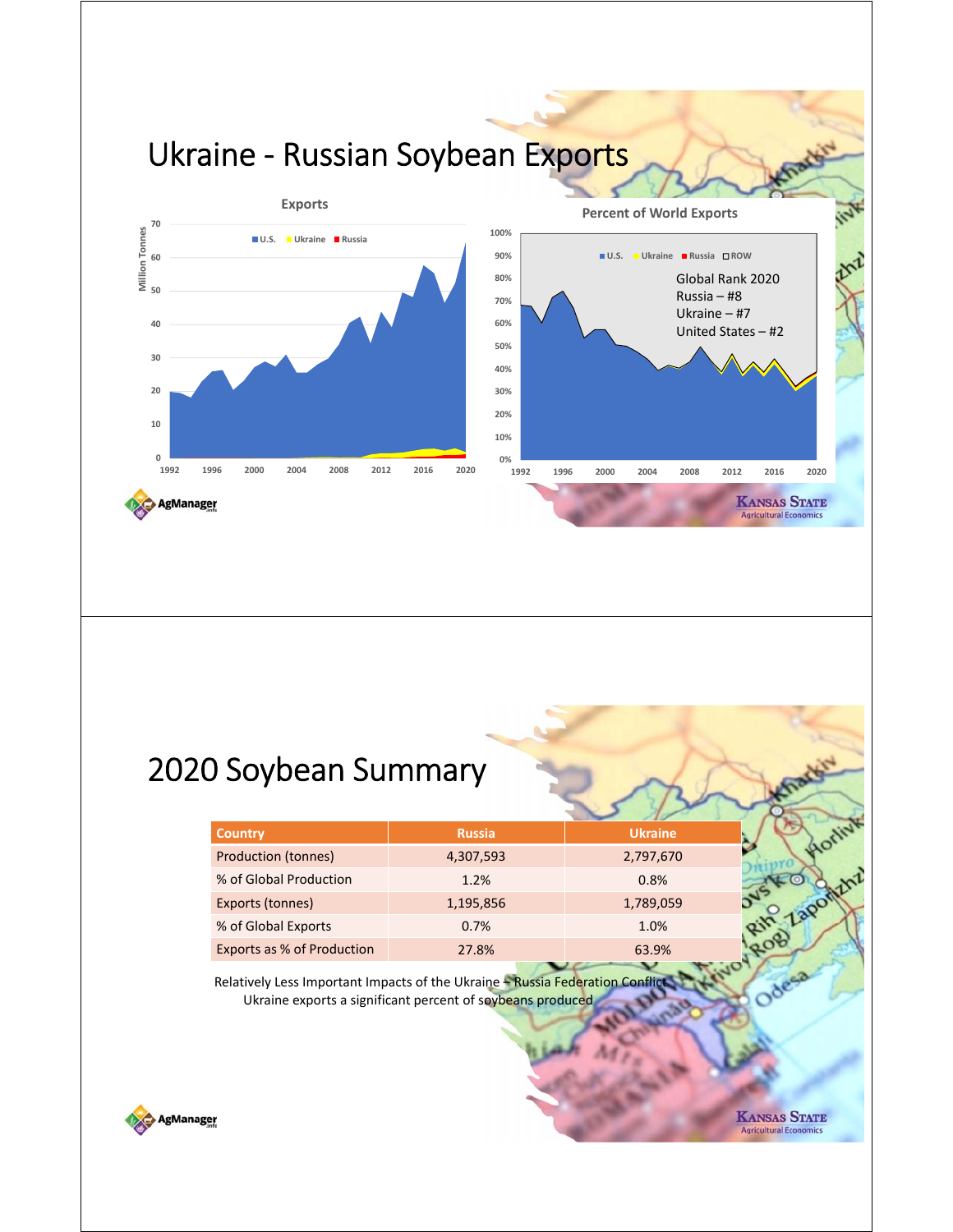# Ukraine - Russian Soybean Exports

**Exports**

Million Tonnes

U.S. | Ukraine | Russia

**Percent of World Exports**

U.S. | Ukraine | Russia | ROW

Global Rank 2020
Russia – #8
Ukraine – #7
United States – #2

# 2020 Soybean Summary

| Country | Russia | Ukraine |
|---|---|---|
| Production (tonnes) | 4,307,593 | 2,797,670 |
| % of Global Production | 1.2% | 0.8% |
| Exports (tonnes) | 1,195,856 | 1,789,059 |
| % of Global Exports | 0.7% | 1.0% |
| Exports as % of Production | 27.8% | 63.9% |

Relatively Less Important Impacts of the Ukraine – Russia Federation Conflict
Ukraine exports a significant percent of soybeans produced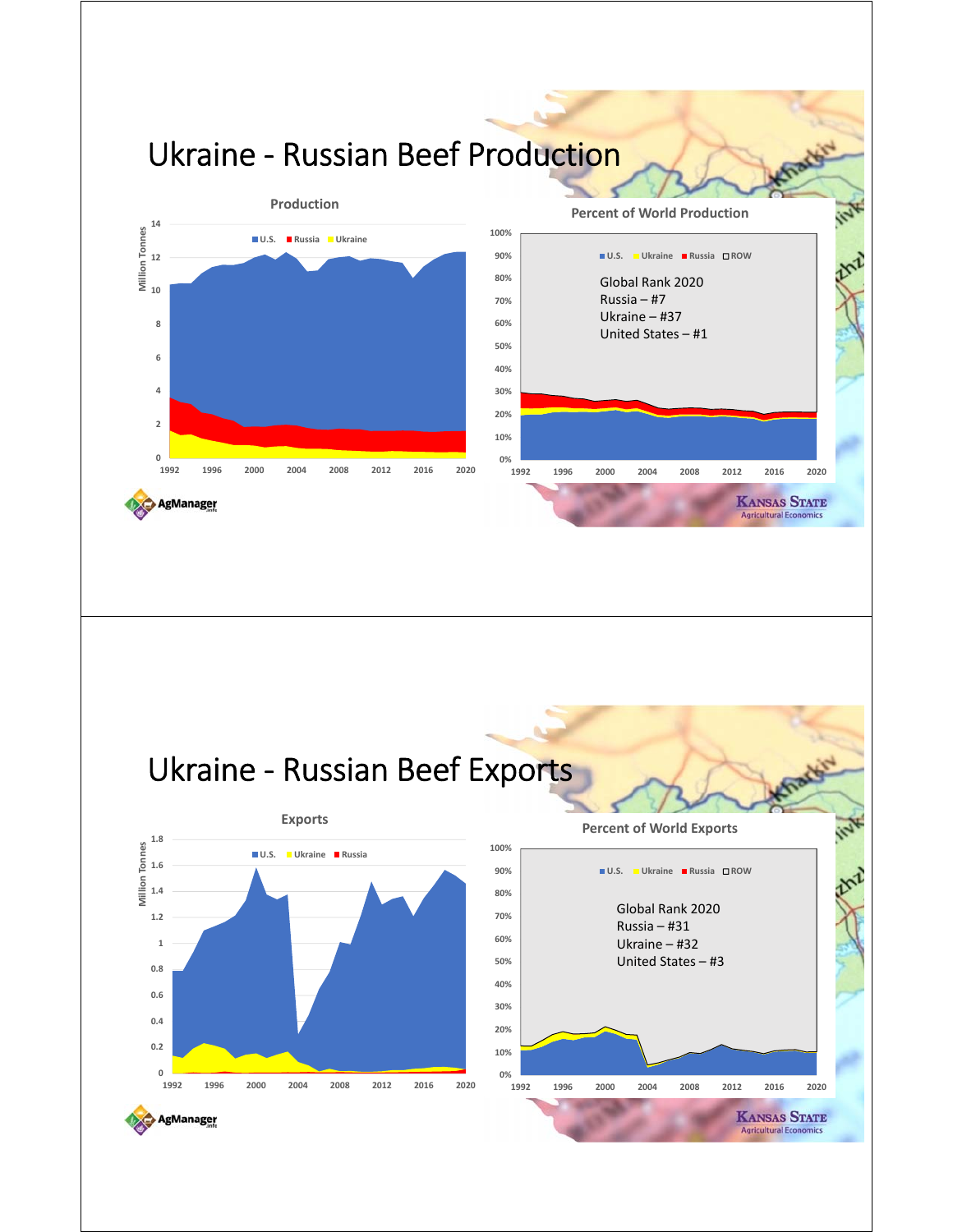# Ukraine - Russian Beef Production

**Production**

Million Tonnes

U.S. | Russia | Ukraine

**Percent of World Production**

U.S. | Ukraine | Russia | ROW

Global Rank 2020
Russia – #7
Ukraine – #37
United States – #1

AgManager.info

Kansas State Agricultural Economics

# Ukraine - Russian Beef Exports

**Exports**

Million Tonnes

U.S. | Ukraine | Russia

**Percent of World Exports**

U.S. | Ukraine | Russia | ROW

Global Rank 2020
Russia – #31
Ukraine – #32
United States – #3

AgManager.info

Kansas State Agricultural Economics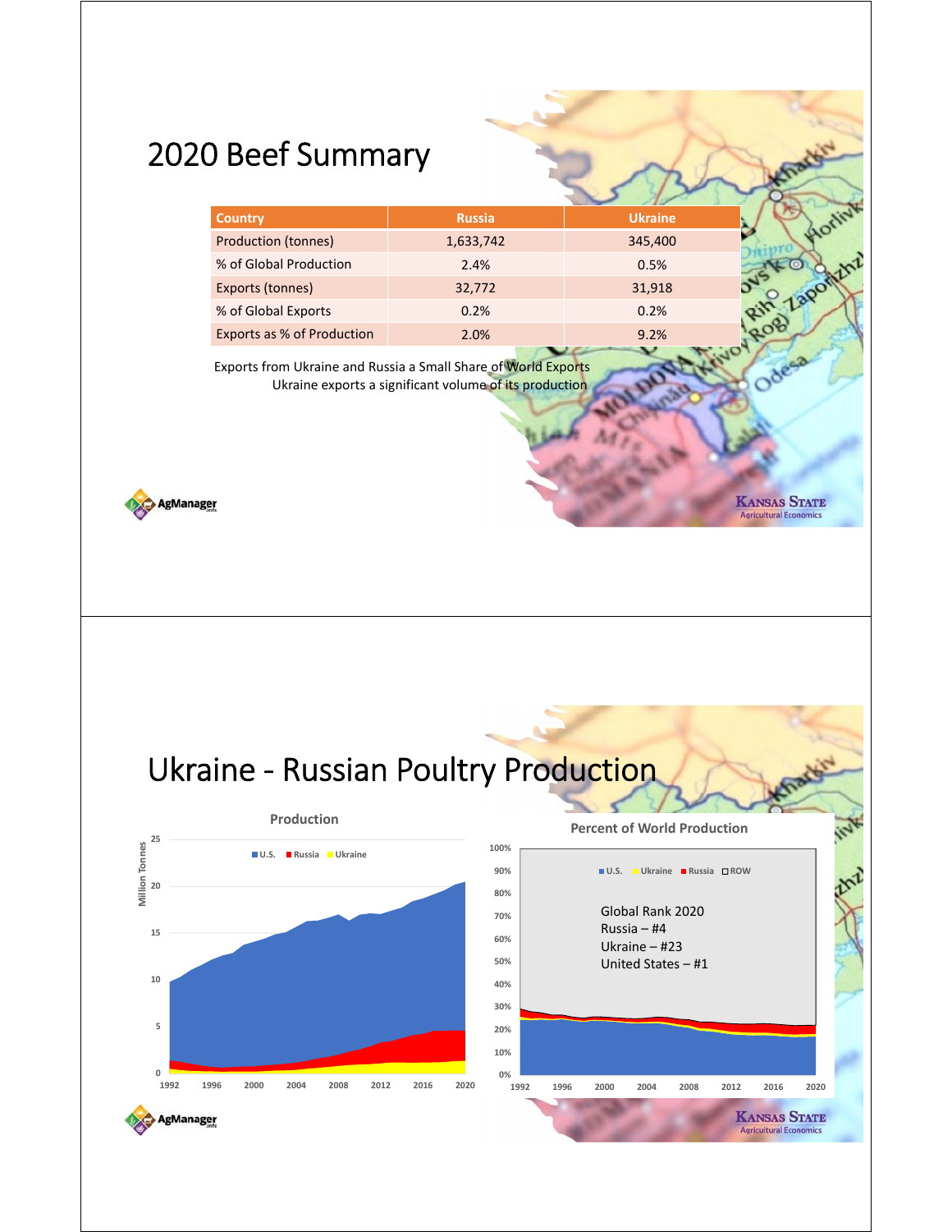# 2020 Beef Summary

| Country | Russia | Ukraine |
|---|---|---|
| Production (tonnes) | 1,633,742 | 345,400 |
| % of Global Production | 2.4% | 0.5% |
| Exports (tonnes) | 32,772 | 31,918 |
| % of Global Exports | 0.2% | 0.2% |
| Exports as % of Production | 2.0% | 9.2% |

Exports from Ukraine and Russia a Small Share of World Exports
Ukraine exports a significant volume of its production

# Ukraine - Russian Poultry Production

**Production**

Million Tonnes

U.S. Russia Ukraine

**Percent of World Production**

U.S. Ukraine Russia ROW

Global Rank 2020
Russia – #4
Ukraine – #23
United States – #1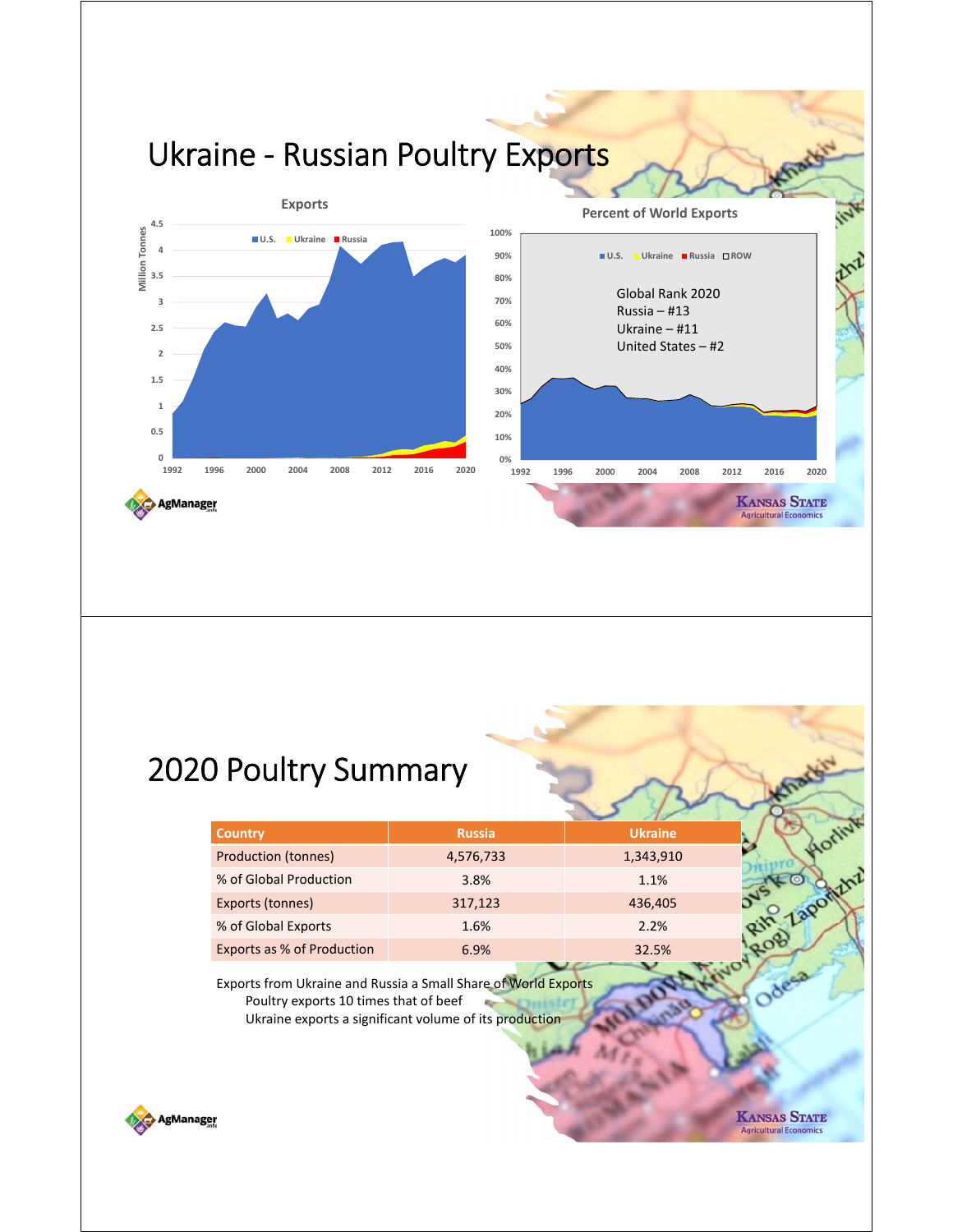# Ukraine - Russian Poultry Exports

**Exports**

Million Tonnes

U.S. | Ukraine | Russia

**Percent of World Exports**

U.S. | Ukraine | Russia | ROW

Global Rank 2020
Russia – #13
Ukraine – #11
United States – #2

# 2020 Poultry Summary

| Country | Russia | Ukraine |
|---|---|---|
| Production (tonnes) | 4,576,733 | 1,343,910 |
| % of Global Production | 3.8% | 1.1% |
| Exports (tonnes) | 317,123 | 436,405 |
| % of Global Exports | 1.6% | 2.2% |
| Exports as % of Production | 6.9% | 32.5% |

Exports from Ukraine and Russia a Small Share of World Exports

- Poultry exports 10 times that of beef
- Ukraine exports a significant volume of its production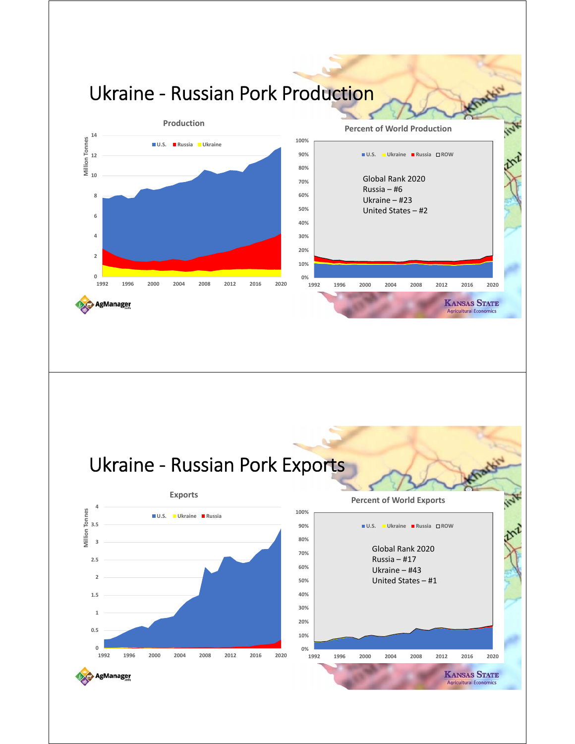# Ukraine - Russian Pork Production

**Production**

Million Tonnes

U.S. | Russia | Ukraine

**Percent of World Production**

U.S. | Ukraine | Russia | ROW

Global Rank 2020
Russia – #6
Ukraine – #23
United States – #2

# Ukraine - Russian Pork Exports

**Exports**

Million Tonnes

U.S. | Ukraine | Russia

**Percent of World Exports**

U.S. | Ukraine | Russia | ROW

Global Rank 2020
Russia – #17
Ukraine – #43
United States – #1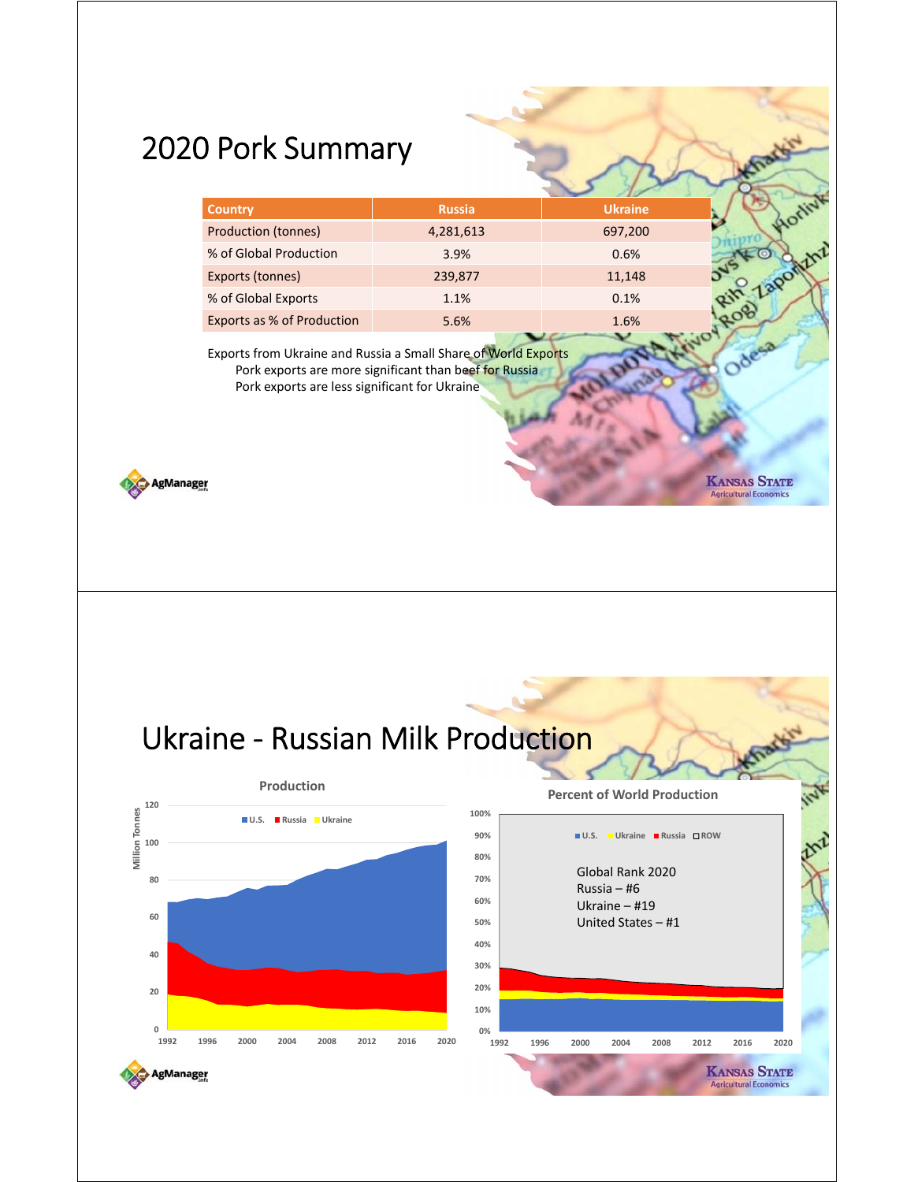# 2020 Pork Summary

| Country | Russia | Ukraine |
|---|---|---|
| Production (tonnes) | 4,281,613 | 697,200 |
| % of Global Production | 3.9% | 0.6% |
| Exports (tonnes) | 239,877 | 11,148 |
| % of Global Exports | 1.1% | 0.1% |
| Exports as % of Production | 5.6% | 1.6% |

Exports from Ukraine and Russia a Small Share of World Exports

- Pork exports are more significant than beef for Russia
- Pork exports are less significant for Ukraine

# Ukraine - Russian Milk Production

Production

Percent of World Production

Global Rank 2020
Russia – #6
Ukraine – #19
United States – #1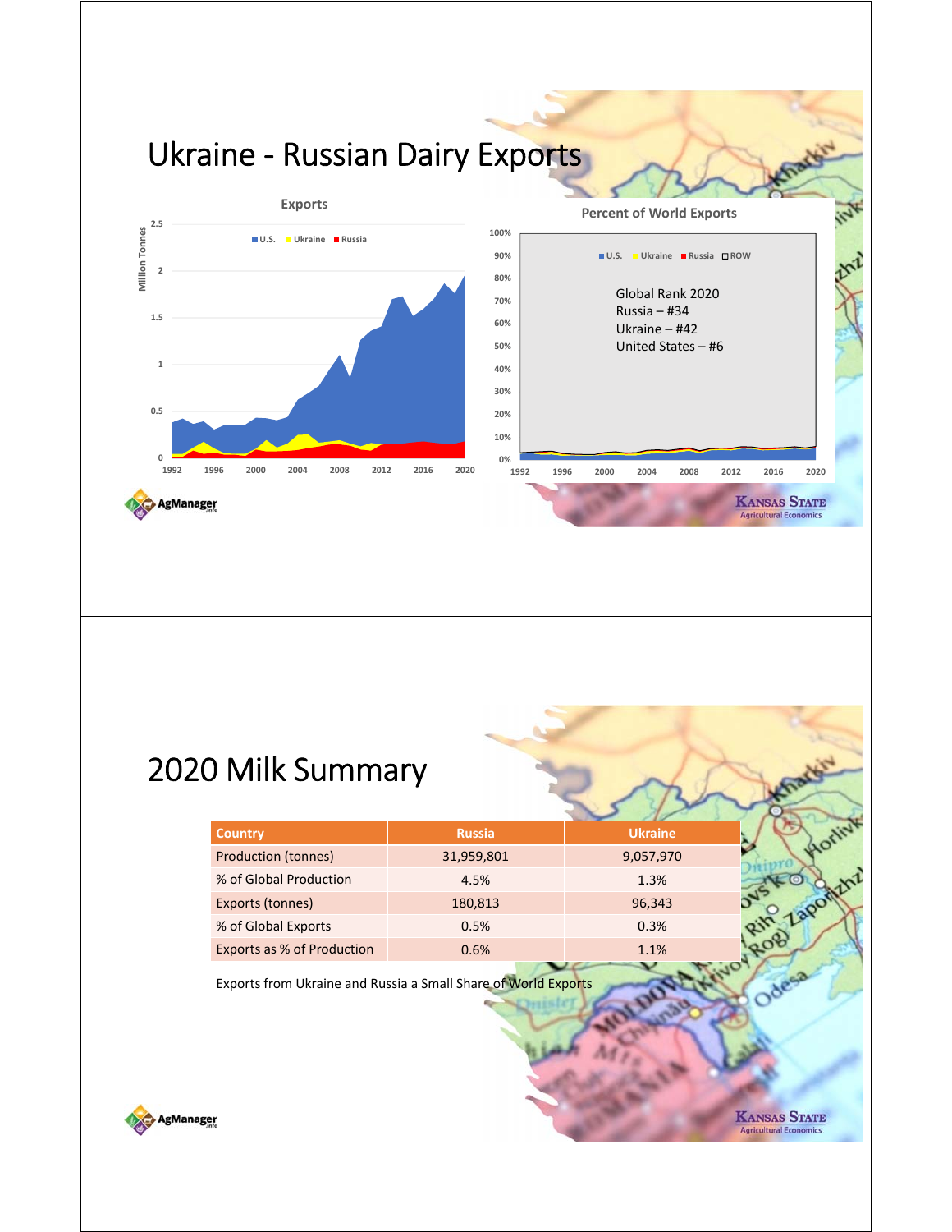# Ukraine - Russian Dairy Exports

**Exports**

Million Tonnes

U.S. | Ukraine | Russia

**Percent of World Exports**

U.S. | Ukraine | Russia | ROW

Global Rank 2020
Russia – #34
Ukraine – #42
United States – #6

# 2020 Milk Summary

| Country | Russia | Ukraine |
|---|---|---|
| Production (tonnes) | 31,959,801 | 9,057,970 |
| % of Global Production | 4.5% | 1.3% |
| Exports (tonnes) | 180,813 | 96,343 |
| % of Global Exports | 0.5% | 0.3% |
| Exports as % of Production | 0.6% | 1.1% |

Exports from Ukraine and Russia a Small Share of World Exports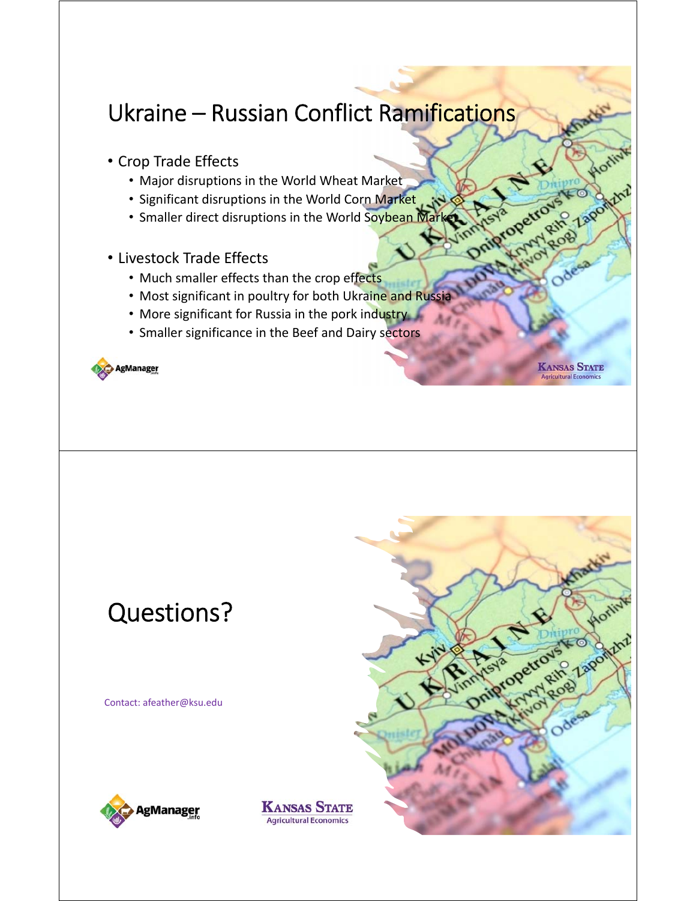# Ukraine – Russian Conflict Ramifications

- Crop Trade Effects
  - Major disruptions in the World Wheat Market
  - Significant disruptions in the World Corn Market
  - Smaller direct disruptions in the World Soybean Market
- Livestock Trade Effects
  - Much smaller effects than the crop effects
  - Most significant in poultry for both Ukraine and Russia
  - More significant for Russia in the pork industry
  - Smaller significance in the Beef and Dairy sectors

# Questions?

Contact: afeather@ksu.edu